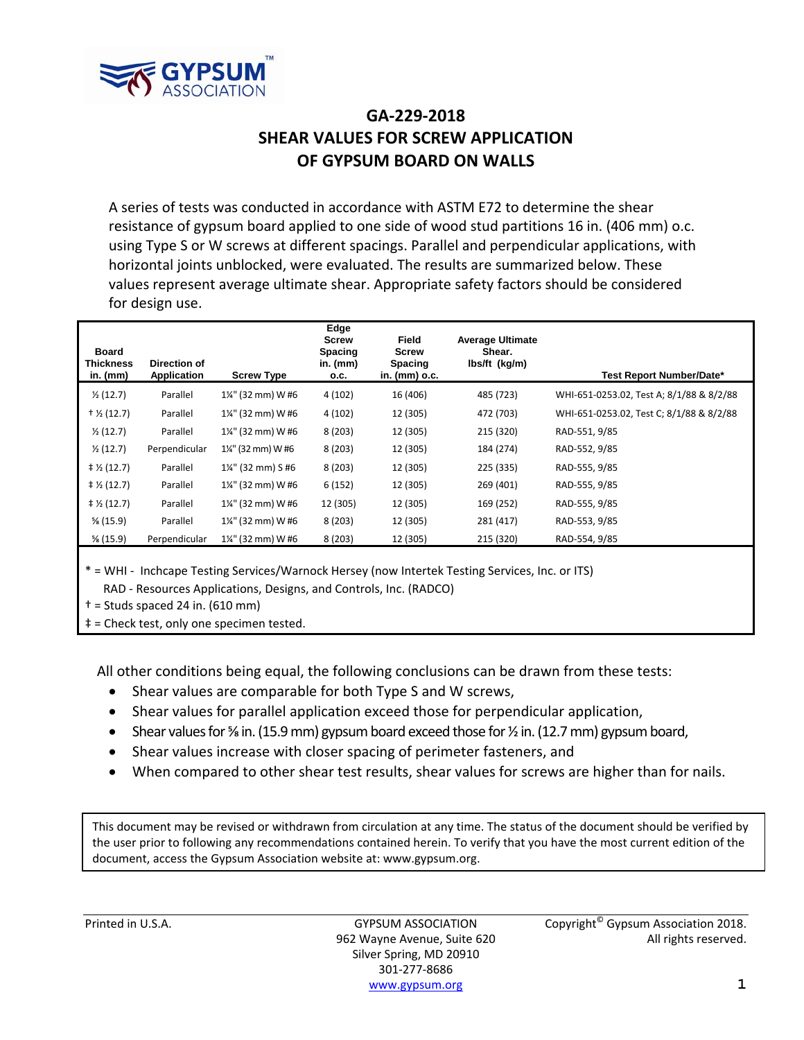# GA-229-2018

## SHEAR VALUES FOR SCREW APPLICATION OF GYPSUM BOARD ON WALLS

A series of tests was conducted in accordance with ASTM E72 to determine the shear resistance of gypsum board applied to one side of wood stud partitions 16 in. (406 mm) o.c. using Type S or W screws at different spacings. Parallel and perpendicular applications, with horizontal joints unblocked, were evaluated. The results are summarized below. These values represent average ultimate shear. Appropriate safety factors should be considered for design use.

| Board Thickness in. (mm) | Direction of Application | Screw Type | Edge Screw Spacing in. (mm) o.c. | Field Screw Spacing in. (mm) o.c. | Average Ultimate Shear. lbs/ft (kg/m) | Test Report Number/Date* |
|---|---|---|---|---|---|---|
| ½ (12.7) | Parallel | 1¼" (32 mm) W #6 | 4 (102) | 16 (406) | 485 (723) | WHI-651-0253.02, Test A; 8/1/88 & 8/2/88 |
| † ½ (12.7) | Parallel | 1¼" (32 mm) W #6 | 4 (102) | 12 (305) | 472 (703) | WHI-651-0253.02, Test C; 8/1/88 & 8/2/88 |
| ½ (12.7) | Parallel | 1¼" (32 mm) W #6 | 8 (203) | 12 (305) | 215 (320) | RAD-551, 9/85 |
| ½ (12.7) | Perpendicular | 1¼" (32 mm) W #6 | 8 (203) | 12 (305) | 184 (274) | RAD-552, 9/85 |
| ‡ ½ (12.7) | Parallel | 1¼" (32 mm) S #6 | 8 (203) | 12 (305) | 225 (335) | RAD-555, 9/85 |
| ‡ ½ (12.7) | Parallel | 1¼" (32 mm) W #6 | 6 (152) | 12 (305) | 269 (401) | RAD-555, 9/85 |
| ‡ ½ (12.7) | Parallel | 1¼" (32 mm) W #6 | 12 (305) | 12 (305) | 169 (252) | RAD-555, 9/85 |
| ⅝ (15.9) | Parallel | 1¼" (32 mm) W #6 | 8 (203) | 12 (305) | 281 (417) | RAD-553, 9/85 |
| ⅝ (15.9) | Perpendicular | 1¼" (32 mm) W #6 | 8 (203) | 12 (305) | 215 (320) | RAD-554, 9/85 |

* = WHI - Inchcape Testing Services/Warnock Hersey (now Intertek Testing Services, Inc. or ITS)
RAD - Resources Applications, Designs, and Controls, Inc. (RADCO)
† = Studs spaced 24 in. (610 mm)
‡ = Check test, only one specimen tested.

All other conditions being equal, the following conclusions can be drawn from these tests:

- Shear values are comparable for both Type S and W screws,
- Shear values for parallel application exceed those for perpendicular application,
- Shear values for ⅝ in. (15.9 mm) gypsum board exceed those for ½ in. (12.7 mm) gypsum board,
- Shear values increase with closer spacing of perimeter fasteners, and
- When compared to other shear test results, shear values for screws are higher than for nails.

This document may be revised or withdrawn from circulation at any time. The status of the document should be verified by the user prior to following any recommendations contained herein. To verify that you have the most current edition of the document, access the Gypsum Association website at: www.gypsum.org.

Printed in U.S.A.

GYPSUM ASSOCIATION
962 Wayne Avenue, Suite 620
Silver Spring, MD 20910
301-277-8686
www.gypsum.org

Copyright© Gypsum Association 2018. All rights reserved.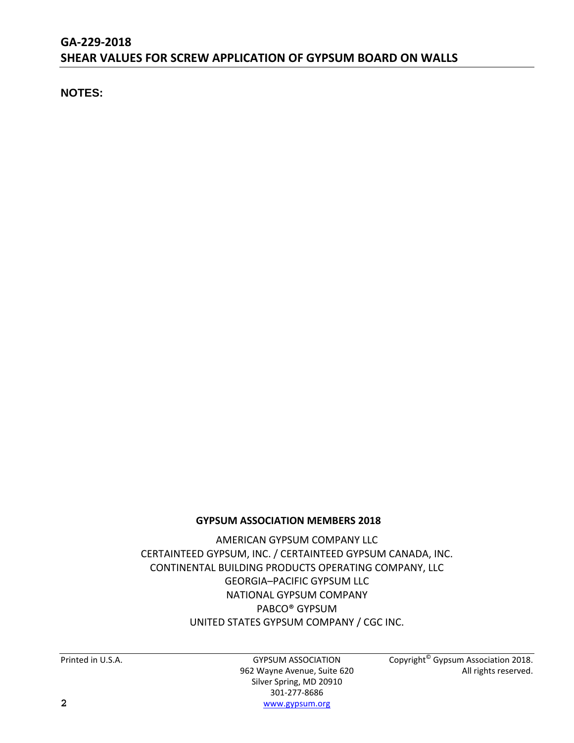**NOTES:**

**GYPSUM ASSOCIATION MEMBERS 2018**

AMERICAN GYPSUM COMPANY LLC
CERTAINTEED GYPSUM, INC. / CERTAINTEED GYPSUM CANADA, INC.
CONTINENTAL BUILDING PRODUCTS OPERATING COMPANY, LLC
GEORGIA–PACIFIC GYPSUM LLC
NATIONAL GYPSUM COMPANY
PABCO® GYPSUM
UNITED STATES GYPSUM COMPANY / CGC INC.

Printed in U.S.A.

GYPSUM ASSOCIATION
962 Wayne Avenue, Suite 620
Silver Spring, MD 20910
301-277-8686
www.gypsum.org

Copyright© Gypsum Association 2018.
All rights reserved.